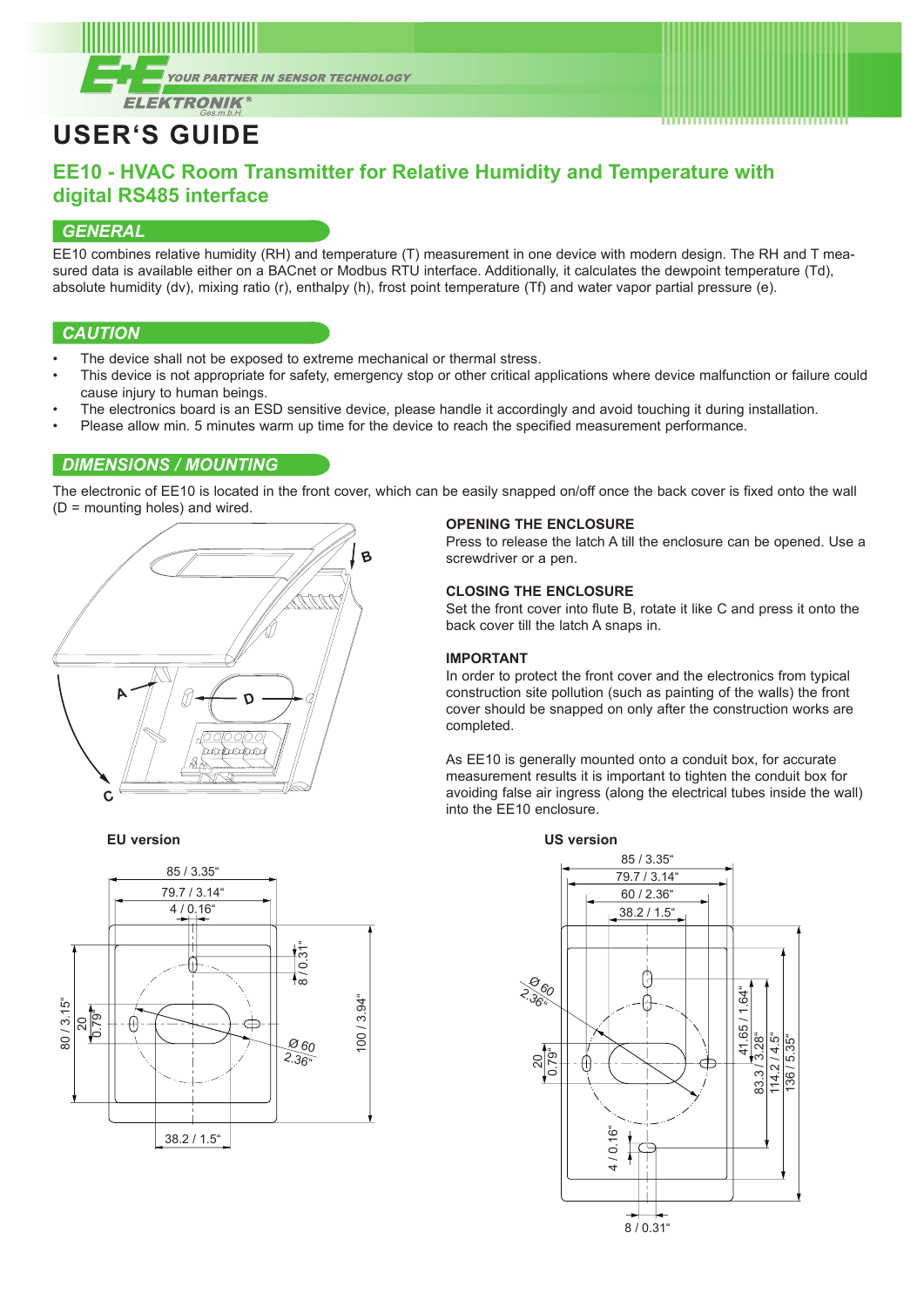# USER'S GUIDE

## EE10 - HVAC Room Transmitter for Relative Humidity and Temperature with digital RS485 interface

### GENERAL

EE10 combines relative humidity (RH) and temperature (T) measurement in one device with modern design. The RH and T measured data is available either on a BACnet or Modbus RTU interface. Additionally, it calculates the dewpoint temperature (Td), absolute humidity (dv), mixing ratio (r), enthalpy (h), frost point temperature (Tf) and water vapor partial pressure (e).

### CAUTION

- The device shall not be exposed to extreme mechanical or thermal stress.
- This device is not appropriate for safety, emergency stop or other critical applications where device malfunction or failure could cause injury to human beings.
- The electronics board is an ESD sensitive device, please handle it accordingly and avoid touching it during installation.
- Please allow min. 5 minutes warm up time for the device to reach the specified measurement performance.

### DIMENSIONS / MOUNTING

The electronic of EE10 is located in the front cover, which can be easily snapped on/off once the back cover is fixed onto the wall (D = mounting holes) and wired.

B
A
D
C

**OPENING THE ENCLOSURE**

Press to release the latch A till the enclosure can be opened. Use a screwdriver or a pen.

**CLOSING THE ENCLOSURE**

Set the front cover into flute B, rotate it like C and press it onto the back cover till the latch A snaps in.

**IMPORTANT**

In order to protect the front cover and the electronics from typical construction site pollution (such as painting of the walls) the front cover should be snapped on only after the construction works are completed.

As EE10 is generally mounted onto a conduit box, for accurate measurement results it is important to tighten the conduit box for avoiding false air ingress (along the electrical tubes inside the wall) into the EE10 enclosure.

**EU version**

85 / 3.35"
79.7 / 3.14"
4 / 0.16"
8 / 0.31"
80 / 3.15"
20 / 0.79"
Ø 60 / 2.36"
100 / 3.94"
38.2 / 1.5"

**US version**

85 / 3.35"
79.7 / 3.14"
60 / 2.36"
38.2 / 1.5"
Ø 60 / 2.36"
20 / 0.79"
41.65 / 1.64"
83.3 / 3.28"
114.2 / 4.5"
136 / 5.35"
4 / 0.16"
8 / 0.31"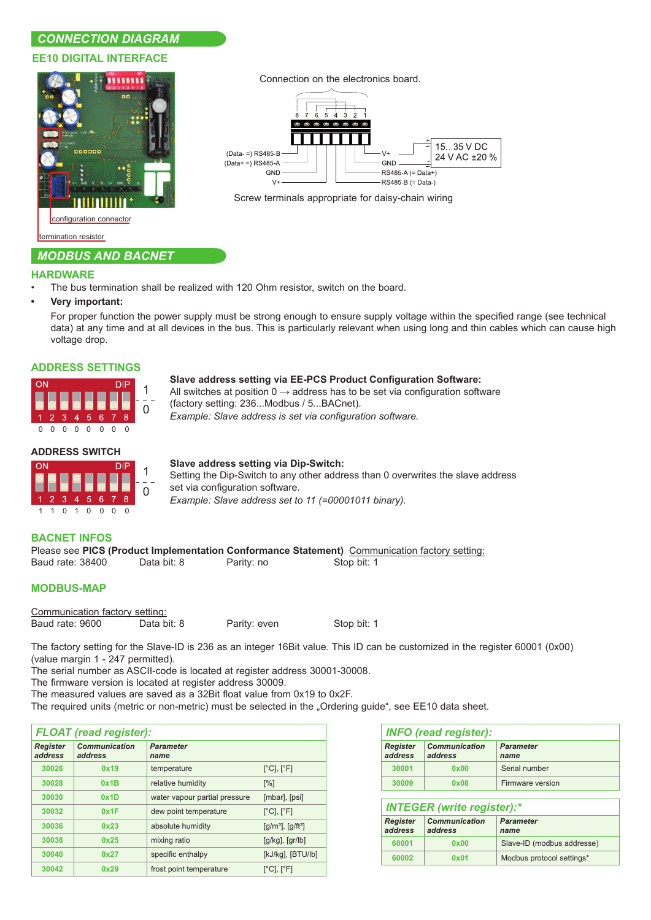## CONNECTION DIAGRAM

### EE10 DIGITAL INTERFACE

configuration connector

termination resistor

Connection on the electronics board.

8 7 6 5 4 3 2 1

(Data- =) RS485-B
(Data+ =) RS485-A
GND
V+

V+
GND
RS485-A (= Data+)
RS485-B (= Data-)

15...35 V DC
24 V AC ±20 %

Screw terminals appropriate for daisy-chain wiring

## MODBUS AND BACNET

### HARDWARE

- The bus termination shall be realized with 120 Ohm resistor, switch on the board.
- **Very important:**

  For proper function the power supply must be strong enough to ensure supply voltage within the specified range (see technical data) at any time and at all devices in the bus. This is particularly relevant when using long and thin cables which can cause high voltage drop.

### ADDRESS SETTINGS

ON DIP
1 2 3 4 5 6 7 8
0 0 0 0 0 0 0 0

**Slave address setting via EE-PCS Product Configuration Software:**
All switches at position 0 → address has to be set via configuration software (factory setting: 236...Modbus / 5...BACnet).
*Example: Slave address is set via configuration software.*

### ADDRESS SWITCH

ON DIP
1 2 3 4 5 6 7 8
1 1 0 1 0 0 0 0

**Slave address setting via Dip-Switch:**
Setting the Dip-Switch to any other address than 0 overwrites the slave address set via configuration software.
*Example: Slave address set to 11 (=00001011 binary).*

### BACNET INFOS

Please see **PICS (Product Implementation Conformance Statement)** Communication factory setting:
Baud rate: 38400 Data bit: 8 Parity: no Stop bit: 1

### MODBUS-MAP

Communication factory setting:
Baud rate: 9600 Data bit: 8 Parity: even Stop bit: 1

The factory setting for the Slave-ID is 236 as an integer 16Bit value. This ID can be customized in the register 60001 (0x00) (value margin 1 - 247 permitted).
The serial number as ASCII-code is located at register address 30001-30008.
The firmware version is located at register address 30009.
The measured values are saved as a 32Bit float value from 0x19 to 0x2F.
The required units (metric or non-metric) must be selected in the „Ordering guide“, see EE10 data sheet.

**FLOAT (read register):**

| Register address | Communication address | Parameter name | |
|---|---|---|---|
| 30026 | 0x19 | temperature | [°C], [°F] |
| 30028 | 0x1B | relative humidity | [%] |
| 30030 | 0x1D | water vapour partial pressure | [mbar], [psi] |
| 30032 | 0x1F | dew point temperature | [°C], [°F] |
| 30036 | 0x23 | absolute humidity | [g/m³], [gr/ft³] |
| 30038 | 0x25 | mixing ratio | [g/kg], [gr/lb] |
| 30040 | 0x27 | specific enthalpy | [kJ/kg], [BTU/lb] |
| 30042 | 0x29 | frost point temperature | [°C], [°F] |

**INFO (read register):**

| Register address | Communication address | Parameter name |
|---|---|---|
| 30001 | 0x00 | Serial number |
| 30009 | 0x08 | Firmware version |

**INTEGER (write register):***

| Register address | Communication address | Parameter name |
|---|---|---|
| 60001 | 0x00 | Slave-ID (modbus address) |
| 60002 | 0x01 | Modbus protocol settings* |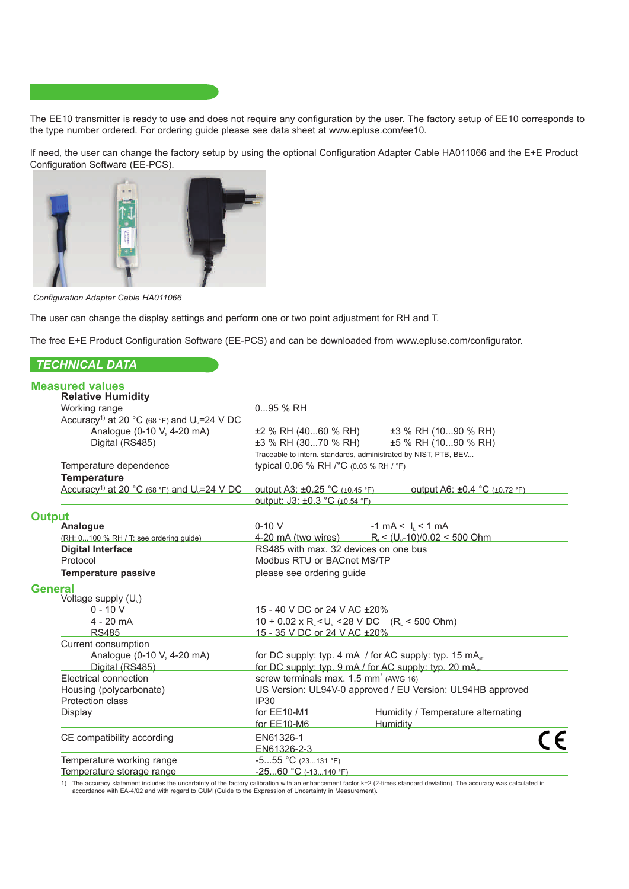The EE10 transmitter is ready to use and does not require any configuration by the user. The factory setup of EE10 corresponds to the type number ordered. For ordering guide please see data sheet at www.epluse.com/ee10.

If need, the user can change the factory setup by using the optional Configuration Adapter Cable HA011066 and the E+E Product Configuration Software (EE-PCS).

*Configuration Adapter Cable HA011066*

The user can change the display settings and perform one or two point adjustment for RH and T.

The free E+E Product Configuration Software (EE-PCS) and can be downloaded from www.epluse.com/configurator.

## TECHNICAL DATA

### Measured values

| | | |
|---|---|---|
| **Relative Humidity** | | |
| Working range | 0...95 % RH | |
| Accuracy[1] at 20 °C (68 °F) and $U_v$=24 V DC | | |
| Analogue (0-10 V, 4-20 mA) | ±2 % RH (40...60 % RH) | ±3 % RH (10...90 % RH) |
| Digital (RS485) | ±3 % RH (30...70 % RH) | ±5 % RH (10...90 % RH) |
| | Traceable to intern. standards, administrated by NIST, PTB, BEV... | |
| Temperature dependence | typical 0.06 % RH /°C (0.03 % RH / °F) | |
| **Temperature** | | |
| Accuracy[1] at 20 °C (68 °F) and $U_v$=24 V DC | output A3: ±0.25 °C (±0.45 °F) | output A6: ±0.4 °C (±0.72 °F) |
| | output: J3: ±0.3 °C (±0.54 °F) | |

### Output

| | | |
|---|---|---|
| **Analogue** | 0-10 V | -1 mA < $I_L$ < 1 mA |
| (RH: 0...100 % RH / T: see ordering guide) | 4-20 mA (two wires) | $R_L$ < ($U_v$-10)/0.02 < 500 Ohm |
| **Digital Interface** | RS485 with max. 32 devices on one bus | |
| Protocol | Modbus RTU or BACnet MS/TP | |
| **Temperature passive** | please see ordering guide | |

### General

| | | |
|---|---|---|
| Voltage supply ($U_v$) | | |
| 0 - 10 V | 15 - 40 V DC or 24 V AC ±20% | |
| 4 - 20 mA | 10 + 0.02 x $R_L$ < $U_v$ < 28 V DC (R$_L$ < 500 Ohm) | |
| RS485 | 15 - 35 V DC or 24 V AC ±20% | |
| Current consumption | | |
| Analogue (0-10 V, 4-20 mA) | for DC supply: typ. 4 mA / for AC supply: typ. 15 $mA_{eff}$ | |
| Digital (RS485) | for DC supply: typ. 9 mA / for AC supply: typ. 20 $mA_{eff}$ | |
| Electrical connection | screw terminals max. 1.5 mm² (AWG 16) | |
| Housing (polycarbonate) | US Version: UL94V-0 approved / EU Version: UL94HB approved | |
| Protection class | IP30 | |
| Display | for EE10-M1 | Humidity / Temperature alternating |
| | for EE10-M6 | Humidity |
| CE compatibility according | EN61326-1 | CE |
| | EN61326-2-3 | |
| Temperature working range | -5...55 °C (23...131 °F) | |
| Temperature storage range | -25...60 °C (-13...140 °F) | |

1) The accuracy statement includes the uncertainty of the factory calibration with an enhancement factor k=2 (2-times standard deviation). The accuracy was calculated in accordance with EA-4/02 and with regard to GUM (Guide to the Expression of Uncertainty in Measurement).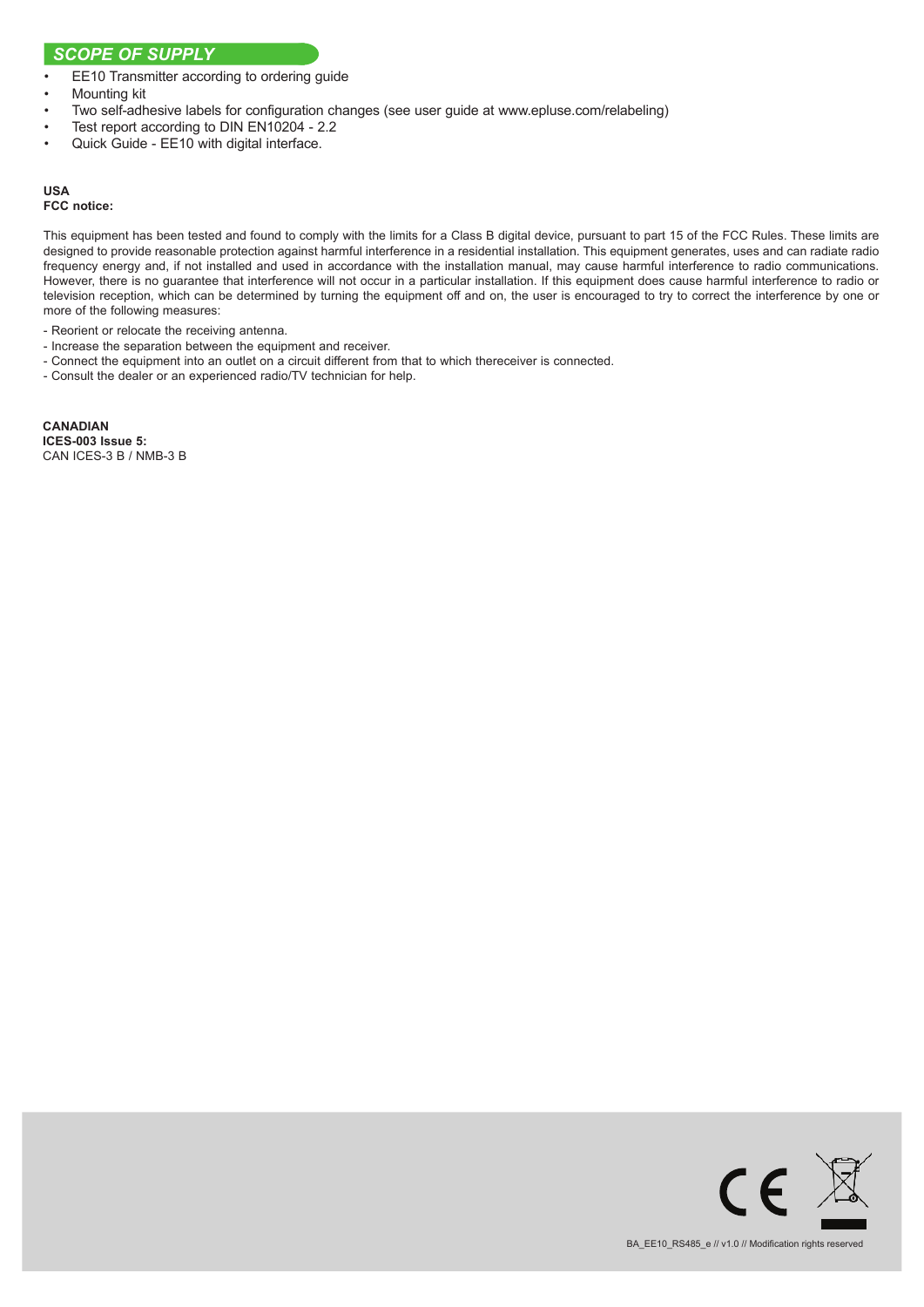## SCOPE OF SUPPLY

- EE10 Transmitter according to ordering guide
- Mounting kit
- Two self-adhesive labels for configuration changes (see user guide at www.epluse.com/relabeling)
- Test report according to DIN EN10204 - 2.2
- Quick Guide - EE10 with digital interface.

**USA**
**FCC notice:**

This equipment has been tested and found to comply with the limits for a Class B digital device, pursuant to part 15 of the FCC Rules. These limits are designed to provide reasonable protection against harmful interference in a residential installation. This equipment generates, uses and can radiate radio frequency energy and, if not installed and used in accordance with the installation manual, may cause harmful interference to radio communications. However, there is no guarantee that interference will not occur in a particular installation. If this equipment does cause harmful interference to radio or television reception, which can be determined by turning the equipment off and on, the user is encouraged to try to correct the interference by one or more of the following measures:

- Reorient or relocate the receiving antenna.
- Increase the separation between the equipment and receiver.
- Connect the equipment into an outlet on a circuit different from that to which thereceiver is connected.
- Consult the dealer or an experienced radio/TV technician for help.

**CANADIAN**
**ICES-003 Issue 5:**
CAN ICES-3 B / NMB-3 B

BA_EE10_RS485_e // v1.0 // Modification rights reserved